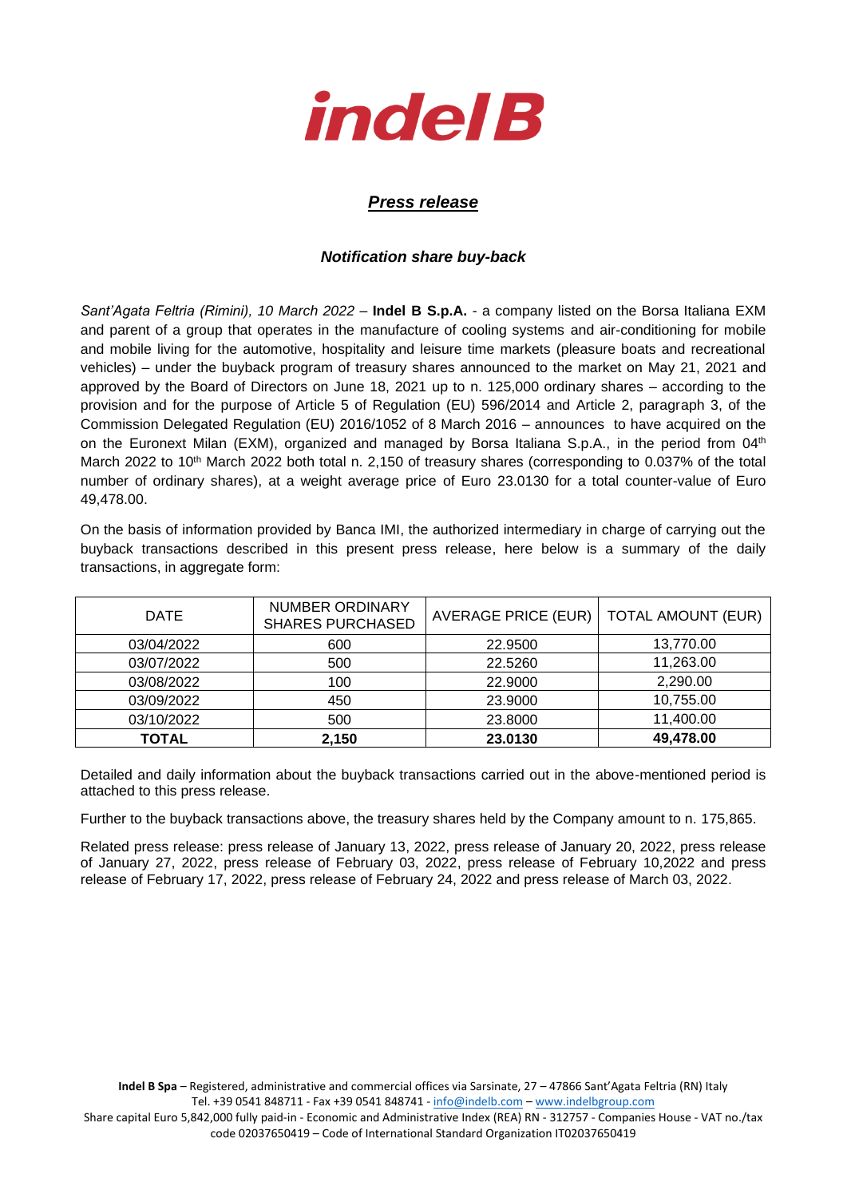# indelB

## *Press release*

### *Notification share buy-back*

*Sant'Agata Feltria (Rimini), 10 March 2022* – **Indel B S.p.A.** - a company listed on the Borsa Italiana EXM and parent of a group that operates in the manufacture of cooling systems and air-conditioning for mobile and mobile living for the automotive, hospitality and leisure time markets (pleasure boats and recreational vehicles) – under the buyback program of treasury shares announced to the market on May 21, 2021 and approved by the Board of Directors on June 18, 2021 up to n. 125,000 ordinary shares – according to the provision and for the purpose of Article 5 of Regulation (EU) 596/2014 and Article 2, paragraph 3, of the Commission Delegated Regulation (EU) 2016/1052 of 8 March 2016 – announces to have acquired on the on the Euronext Milan (EXM), organized and managed by Borsa Italiana S.p.A., in the period from 04th March 2022 to 10th March 2022 both total n. 2,150 of treasury shares (corresponding to 0.037% of the total number of ordinary shares), at a weight average price of Euro 23.0130 for a total counter-value of Euro 49,478.00.

On the basis of information provided by Banca IMI, the authorized intermediary in charge of carrying out the buyback transactions described in this present press release, here below is a summary of the daily transactions, in aggregate form:

| DATE | NUMBER ORDINARY SHARES PURCHASED | AVERAGE PRICE (EUR) | TOTAL AMOUNT (EUR) |
|---|---|---|---|
| 03/04/2022 | 600 | 22.9500 | 13,770.00 |
| 03/07/2022 | 500 | 22.5260 | 11,263.00 |
| 03/08/2022 | 100 | 22.9000 | 2,290.00 |
| 03/09/2022 | 450 | 23.9000 | 10,755.00 |
| 03/10/2022 | 500 | 23.8000 | 11,400.00 |
| **TOTAL** | **2,150** | **23.0130** | **49,478.00** |

Detailed and daily information about the buyback transactions carried out in the above-mentioned period is attached to this press release.

Further to the buyback transactions above, the treasury shares held by the Company amount to n. 175,865.

Related press release: press release of January 13, 2022, press release of January 20, 2022, press release of January 27, 2022, press release of February 03, 2022, press release of February 10,2022 and press release of February 17, 2022, press release of February 24, 2022 and press release of March 03, 2022.

**Indel B Spa** – Registered, administrative and commercial offices via Sarsinate, 27 – 47866 Sant'Agata Feltria (RN) Italy
Tel. +39 0541 848711 - Fax +39 0541 848741 - info@indelb.com – www.indelbgroup.com
Share capital Euro 5,842,000 fully paid-in - Economic and Administrative Index (REA) RN - 312757 - Companies House - VAT no./tax code 02037650419 – Code of International Standard Organization IT02037650419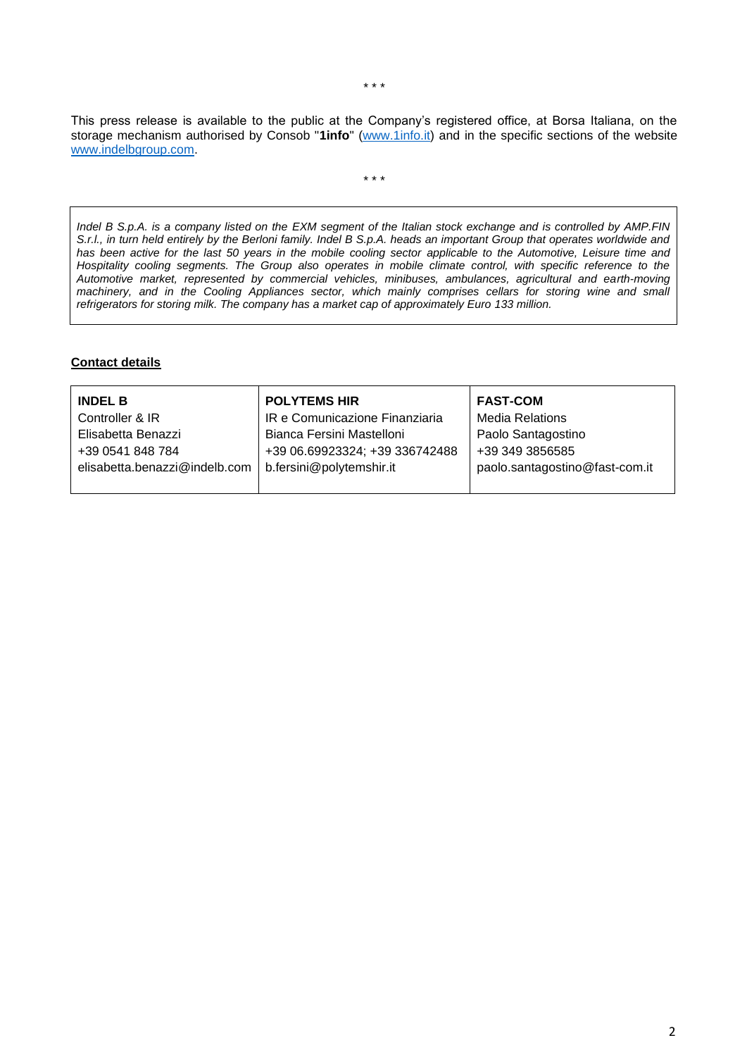\* \* \*

This press release is available to the public at the Company's registered office, at Borsa Italiana, on the storage mechanism authorised by Consob "**1info**" (www.1info.it) and in the specific sections of the website www.indelbgroup.com.

\* \* \*

*Indel B S.p.A. is a company listed on the EXM segment of the Italian stock exchange and is controlled by AMP.FIN S.r.l., in turn held entirely by the Berloni family. Indel B S.p.A. heads an important Group that operates worldwide and has been active for the last 50 years in the mobile cooling sector applicable to the Automotive, Leisure time and Hospitality cooling segments. The Group also operates in mobile climate control, with specific reference to the Automotive market, represented by commercial vehicles, minibuses, ambulances, agricultural and earth-moving machinery, and in the Cooling Appliances sector, which mainly comprises cellars for storing wine and small refrigerators for storing milk. The company has a market cap of approximately Euro 133 million.*

**Contact details**

| **INDEL B** | **POLYTEMS HIR** | **FAST-COM** |
|---|---|---|
| Controller & IR | IR e Comunicazione Finanziaria | Media Relations |
| Elisabetta Benazzi | Bianca Fersini Mastelloni | Paolo Santagostino |
| +39 0541 848 784 | +39 06.69923324; +39 336742488 | +39 349 3856585 |
| elisabetta.benazzi@indelb.com | b.fersini@polytemshir.it | paolo.santagostino@fast-com.it |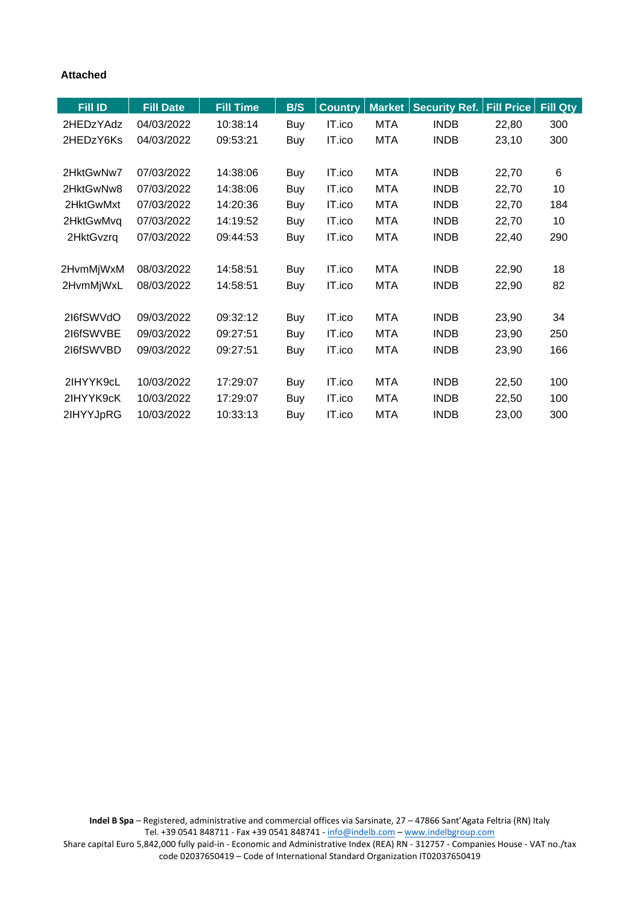**Attached**

| Fill ID | Fill Date | Fill Time | B/S | Country | Market | Security Ref. | Fill Price | Fill Qty |
|---|---|---|---|---|---|---|---|---|
| 2HEDzYAdz | 04/03/2022 | 10:38:14 | Buy | IT.ico | MTA | INDB | 22,80 | 300 |
| 2HEDzY6Ks | 04/03/2022 | 09:53:21 | Buy | IT.ico | MTA | INDB | 23,10 | 300 |
| | | | | | | | | |
| 2HktGwNw7 | 07/03/2022 | 14:38:06 | Buy | IT.ico | MTA | INDB | 22,70 | 6 |
| 2HktGwNw8 | 07/03/2022 | 14:38:06 | Buy | IT.ico | MTA | INDB | 22,70 | 10 |
| 2HktGwMxt | 07/03/2022 | 14:20:36 | Buy | IT.ico | MTA | INDB | 22,70 | 184 |
| 2HktGwMvq | 07/03/2022 | 14:19:52 | Buy | IT.ico | MTA | INDB | 22,70 | 10 |
| 2HktGvzrq | 07/03/2022 | 09:44:53 | Buy | IT.ico | MTA | INDB | 22,40 | 290 |
| | | | | | | | | |
| 2HvmMjWxM | 08/03/2022 | 14:58:51 | Buy | IT.ico | MTA | INDB | 22,90 | 18 |
| 2HvmMjWxL | 08/03/2022 | 14:58:51 | Buy | IT.ico | MTA | INDB | 22,90 | 82 |
| | | | | | | | | |
| 2I6fSWVdO | 09/03/2022 | 09:32:12 | Buy | IT.ico | MTA | INDB | 23,90 | 34 |
| 2I6fSWVBE | 09/03/2022 | 09:27:51 | Buy | IT.ico | MTA | INDB | 23,90 | 250 |
| 2I6fSWVBD | 09/03/2022 | 09:27:51 | Buy | IT.ico | MTA | INDB | 23,90 | 166 |
| | | | | | | | | |
| 2IHYYK9cL | 10/03/2022 | 17:29:07 | Buy | IT.ico | MTA | INDB | 22,50 | 100 |
| 2IHYYK9cK | 10/03/2022 | 17:29:07 | Buy | IT.ico | MTA | INDB | 22,50 | 100 |
| 2IHYYJpRG | 10/03/2022 | 10:33:13 | Buy | IT.ico | MTA | INDB | 23,00 | 300 |

**Indel B Spa** – Registered, administrative and commercial offices via Sarsinate, 27 – 47866 Sant'Agata Feltria (RN) Italy
Tel. +39 0541 848711 - Fax +39 0541 848741 - info@indelb.com – www.indelbgroup.com
Share capital Euro 5,842,000 fully paid-in - Economic and Administrative Index (REA) RN - 312757 - Companies House - VAT no./tax code 02037650419 – Code of International Standard Organization IT02037650419